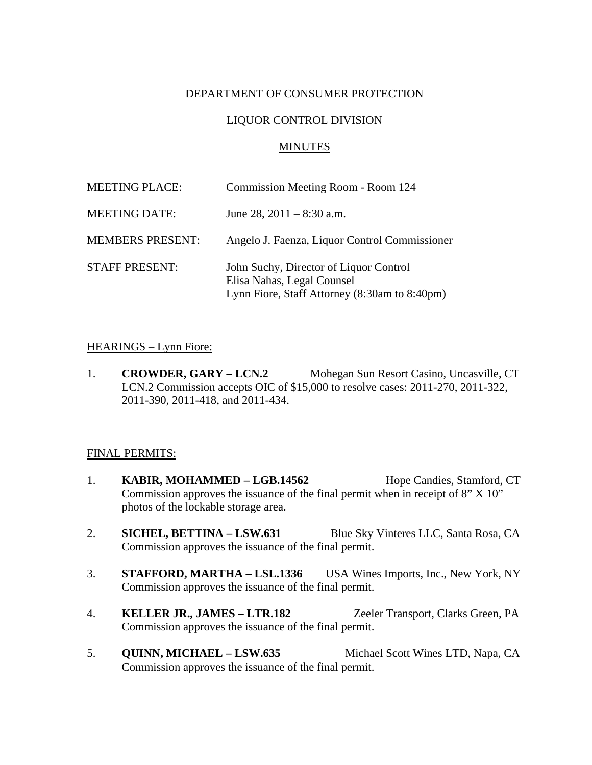DEPARTMENT OF CONSUMER PROTECTION

LIQUOR CONTROL DIVISION

MINUTES

MEETING PLACE: Commission Meeting Room - Room 124

MEETING DATE: June 28, 2011 – 8:30 a.m.

MEMBERS PRESENT: Angelo J. Faenza, Liquor Control Commissioner

STAFF PRESENT: John Suchy, Director of Liquor Control
Elisa Nahas, Legal Counsel
Lynn Fiore, Staff Attorney (8:30am to 8:40pm)

HEARINGS – Lynn Fiore:

1. **CROWDER, GARY – LCN.2** Mohegan Sun Resort Casino, Uncasville, CT
   LCN.2 Commission accepts OIC of $15,000 to resolve cases: 2011-270, 2011-322, 2011-390, 2011-418, and 2011-434.

FINAL PERMITS:

1. **KABIR, MOHAMMED – LGB.14562** Hope Candies, Stamford, CT
   Commission approves the issuance of the final permit when in receipt of 8" X 10" photos of the lockable storage area.

2. **SICHEL, BETTINA – LSW.631** Blue Sky Vinteres LLC, Santa Rosa, CA
   Commission approves the issuance of the final permit.

3. **STAFFORD, MARTHA – LSL.1336** USA Wines Imports, Inc., New York, NY
   Commission approves the issuance of the final permit.

4. **KELLER JR., JAMES – LTR.182** Zeeler Transport, Clarks Green, PA
   Commission approves the issuance of the final permit.

5. **QUINN, MICHAEL – LSW.635** Michael Scott Wines LTD, Napa, CA
   Commission approves the issuance of the final permit.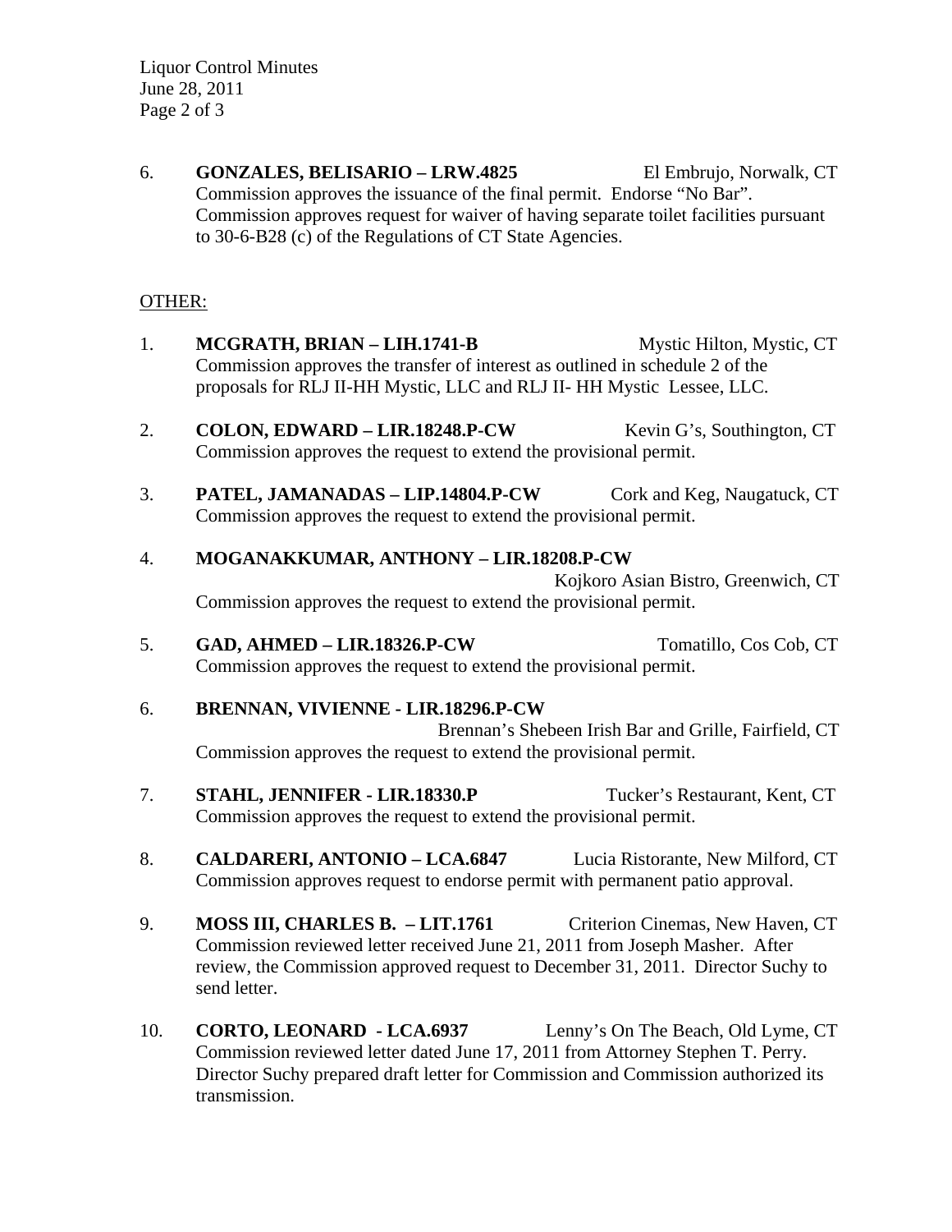6. **GONZALES, BELISARIO – LRW.4825** El Embrujo, Norwalk, CT
   Commission approves the issuance of the final permit. Endorse "No Bar". Commission approves request for waiver of having separate toilet facilities pursuant to 30-6-B28 (c) of the Regulations of CT State Agencies.

OTHER:

1. **MCGRATH, BRIAN – LIH.1741-B** Mystic Hilton, Mystic, CT
   Commission approves the transfer of interest as outlined in schedule 2 of the proposals for RLJ II-HH Mystic, LLC and RLJ II- HH Mystic Lessee, LLC.

2. **COLON, EDWARD – LIR.18248.P-CW** Kevin G's, Southington, CT
   Commission approves the request to extend the provisional permit.

3. **PATEL, JAMANADAS – LIP.14804.P-CW** Cork and Keg, Naugatuck, CT
   Commission approves the request to extend the provisional permit.

4. **MOGANAKKUMAR, ANTHONY – LIR.18208.P-CW**
   Kojkoro Asian Bistro, Greenwich, CT
   Commission approves the request to extend the provisional permit.

5. **GAD, AHMED – LIR.18326.P-CW** Tomatillo, Cos Cob, CT
   Commission approves the request to extend the provisional permit.

6. **BRENNAN, VIVIENNE - LIR.18296.P-CW**
   Brennan's Shebeen Irish Bar and Grille, Fairfield, CT
   Commission approves the request to extend the provisional permit.

7. **STAHL, JENNIFER - LIR.18330.P** Tucker's Restaurant, Kent, CT
   Commission approves the request to extend the provisional permit.

8. **CALDARERI, ANTONIO – LCA.6847** Lucia Ristorante, New Milford, CT
   Commission approves request to endorse permit with permanent patio approval.

9. **MOSS III, CHARLES B. – LIT.1761** Criterion Cinemas, New Haven, CT
   Commission reviewed letter received June 21, 2011 from Joseph Masher. After review, the Commission approved request to December 31, 2011. Director Suchy to send letter.

10. **CORTO, LEONARD - LCA.6937** Lenny's On The Beach, Old Lyme, CT
    Commission reviewed letter dated June 17, 2011 from Attorney Stephen T. Perry. Director Suchy prepared draft letter for Commission and Commission authorized its transmission.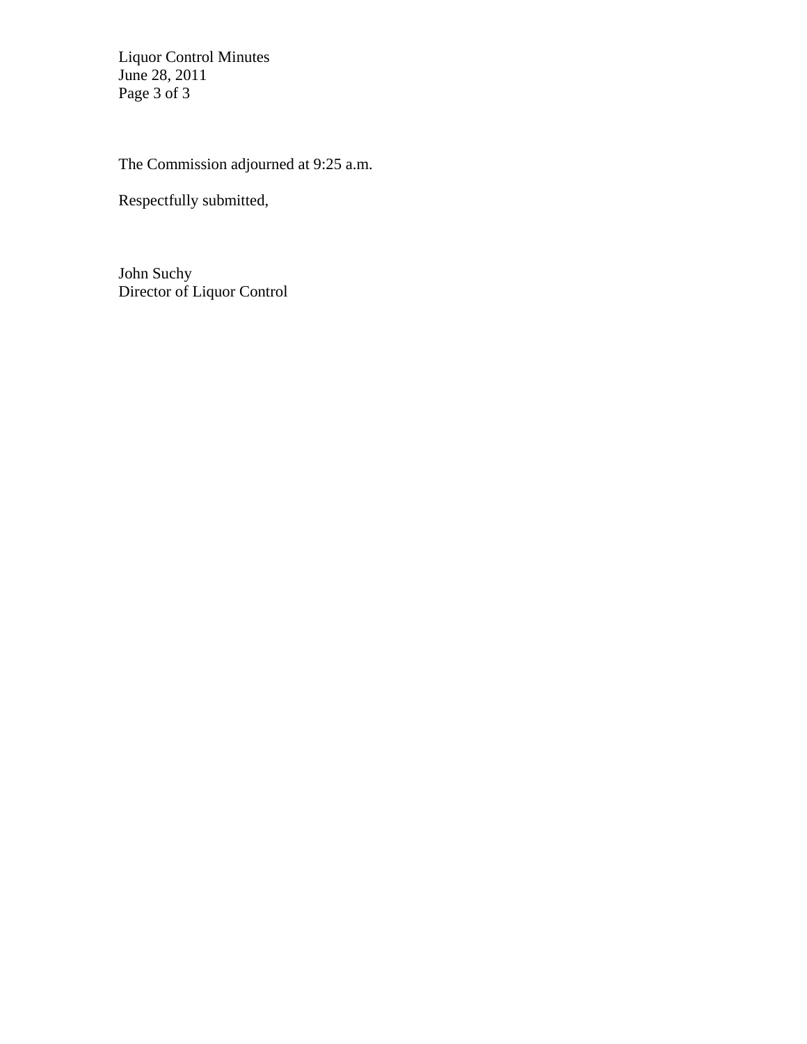The Commission adjourned at 9:25 a.m.

Respectfully submitted,

John Suchy
Director of Liquor Control